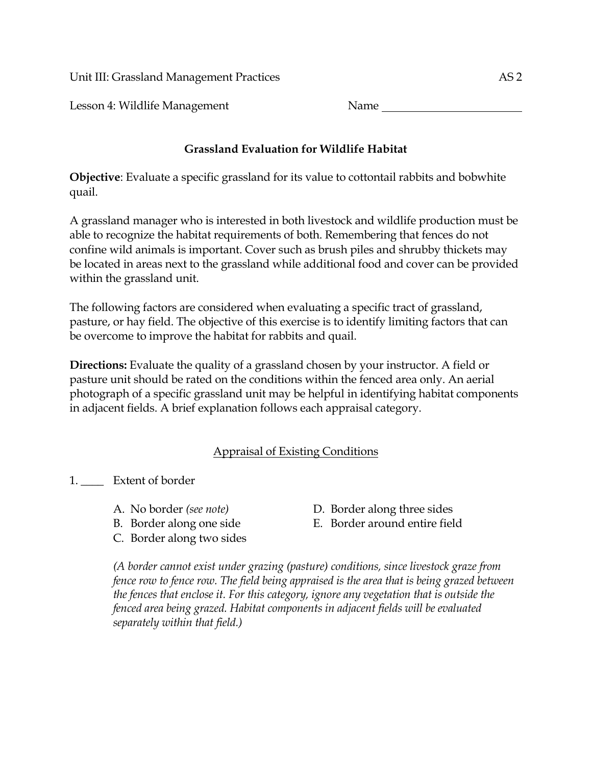Unit III: Grassland Management Practices AS 2

Lesson 4: Wildlife Management Name ________________________

### Grassland Evaluation for Wildlife Habitat

**Objective**: Evaluate a specific grassland for its value to cottontail rabbits and bobwhite quail.

A grassland manager who is interested in both livestock and wildlife production must be able to recognize the habitat requirements of both. Remembering that fences do not confine wild animals is important. Cover such as brush piles and shrubby thickets may be located in areas next to the grassland while additional food and cover can be provided within the grassland unit.

The following factors are considered when evaluating a specific tract of grassland, pasture, or hay field. The objective of this exercise is to identify limiting factors that can be overcome to improve the habitat for rabbits and quail.

**Directions:** Evaluate the quality of a grassland chosen by your instructor. A field or pasture unit should be rated on the conditions within the fenced area only. An aerial photograph of a specific grassland unit may be helpful in identifying habitat components in adjacent fields. A brief explanation follows each appraisal category.

<u>Appraisal of Existing Conditions</u>

1. ____ Extent of border

   A. No border *(see note)*
   B. Border along one side
   C. Border along two sides
   D. Border along three sides
   E. Border around entire field

   *(A border cannot exist under grazing (pasture) conditions, since livestock graze from fence row to fence row. The field being appraised is the area that is being grazed between the fences that enclose it. For this category, ignore any vegetation that is outside the fenced area being grazed. Habitat components in adjacent fields will be evaluated separately within that field.)*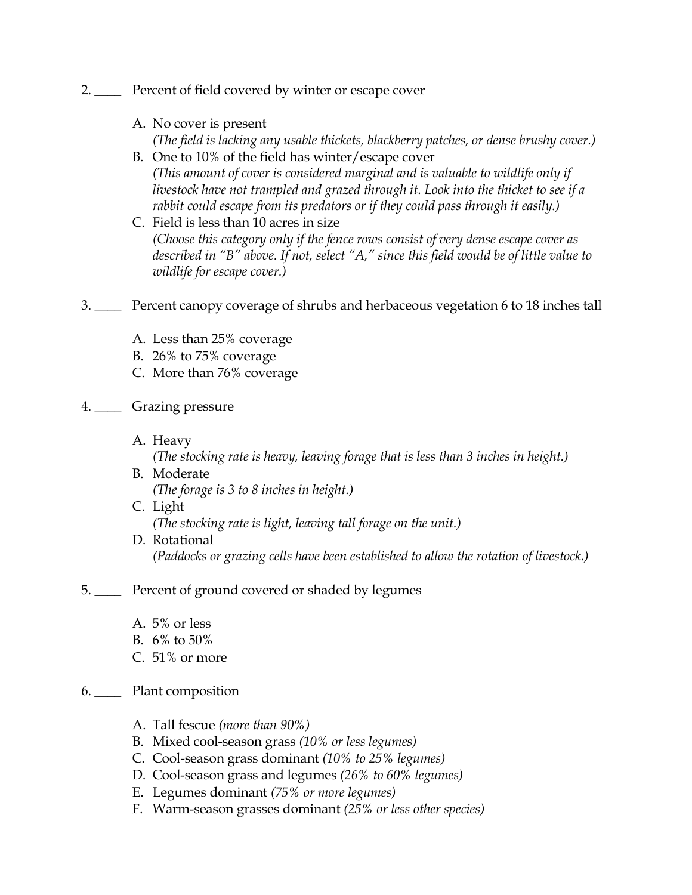2. ____ Percent of field covered by winter or escape cover

   A. No cover is present
      *(The field is lacking any usable thickets, blackberry patches, or dense brushy cover.)*
   B. One to 10% of the field has winter/escape cover
      *(This amount of cover is considered marginal and is valuable to wildlife only if livestock have not trampled and grazed through it. Look into the thicket to see if a rabbit could escape from its predators or if they could pass through it easily.)*
   C. Field is less than 10 acres in size
      *(Choose this category only if the fence rows consist of very dense escape cover as described in "B" above. If not, select "A," since this field would be of little value to wildlife for escape cover.)*

3. ____ Percent canopy coverage of shrubs and herbaceous vegetation 6 to 18 inches tall

   A. Less than 25% coverage
   B. 26% to 75% coverage
   C. More than 76% coverage

4. ____ Grazing pressure

   A. Heavy
      *(The stocking rate is heavy, leaving forage that is less than 3 inches in height.)*
   B. Moderate
      *(The forage is 3 to 8 inches in height.)*
   C. Light
      *(The stocking rate is light, leaving tall forage on the unit.)*
   D. Rotational
      *(Paddocks or grazing cells have been established to allow the rotation of livestock.)*

5. ____ Percent of ground covered or shaded by legumes

   A. 5% or less
   B. 6% to 50%
   C. 51% or more

6. ____ Plant composition

   A. Tall fescue *(more than 90%)*
   B. Mixed cool-season grass *(10% or less legumes)*
   C. Cool-season grass dominant *(10% to 25% legumes)*
   D. Cool-season grass and legumes *(26% to 60% legumes)*
   E. Legumes dominant *(75% or more legumes)*
   F. Warm-season grasses dominant *(25% or less other species)*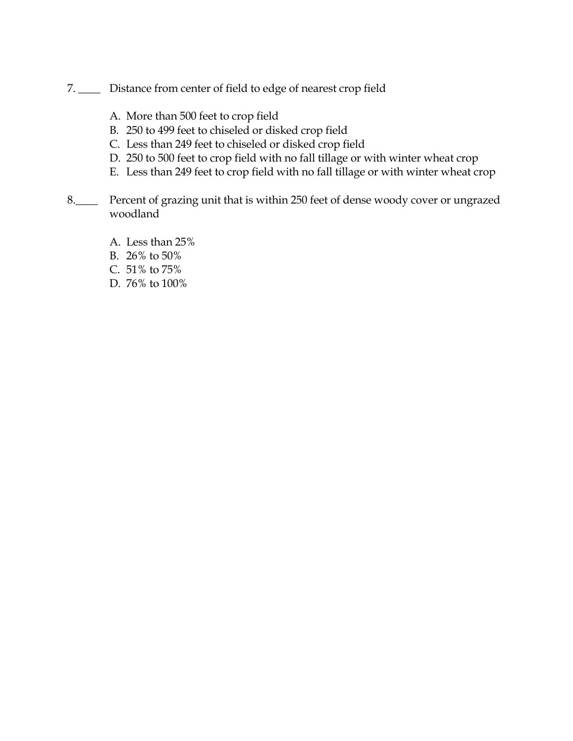7. ____ Distance from center of field to edge of nearest crop field

   A. More than 500 feet to crop field
   B. 250 to 499 feet to chiseled or disked crop field
   C. Less than 249 feet to chiseled or disked crop field
   D. 250 to 500 feet to crop field with no fall tillage or with winter wheat crop
   E. Less than 249 feet to crop field with no fall tillage or with winter wheat crop

8.____ Percent of grazing unit that is within 250 feet of dense woody cover or ungrazed woodland

   A. Less than 25%
   B. 26% to 50%
   C. 51% to 75%
   D. 76% to 100%